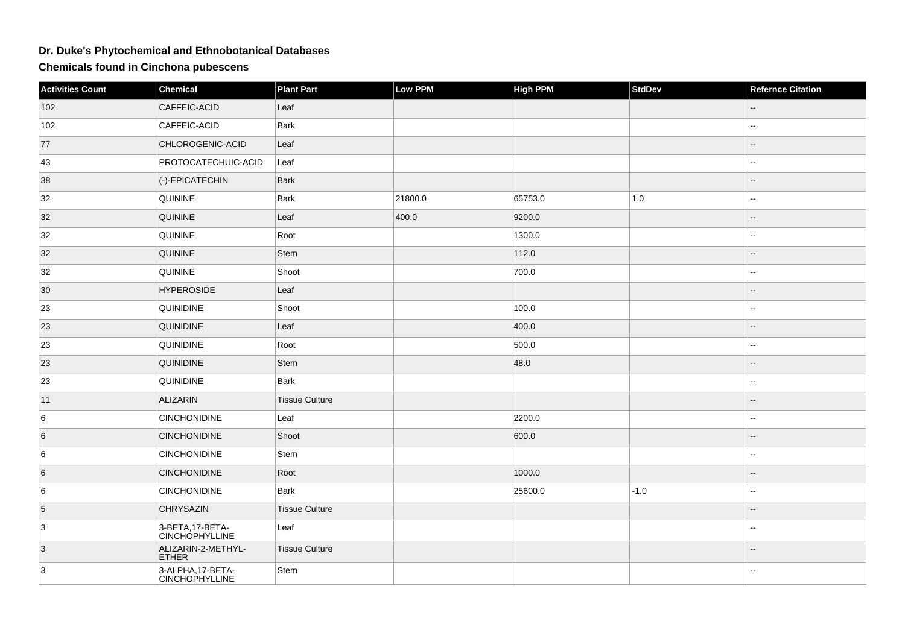# Dr. Duke's Phytochemical and Ethnobotanical Databases

## Chemicals found in Cinchona pubescens

| Activities Count | Chemical | Plant Part | Low PPM | High PPM | StdDev | Refernce Citation |
| --- | --- | --- | --- | --- | --- | --- |
| 102 | CAFFEIC-ACID | Leaf | | | | -- |
| 102 | CAFFEIC-ACID | Bark | | | | -- |
| 77 | CHLOROGENIC-ACID | Leaf | | | | -- |
| 43 | PROTOCATECHUIC-ACID | Leaf | | | | -- |
| 38 | (-)-EPICATECHIN | Bark | | | | -- |
| 32 | QUININE | Bark | 21800.0 | 65753.0 | 1.0 | -- |
| 32 | QUININE | Leaf | 400.0 | 9200.0 | | -- |
| 32 | QUININE | Root | | 1300.0 | | -- |
| 32 | QUININE | Stem | | 112.0 | | -- |
| 32 | QUININE | Shoot | | 700.0 | | -- |
| 30 | HYPEROSIDE | Leaf | | | | -- |
| 23 | QUINIDINE | Shoot | | 100.0 | | -- |
| 23 | QUINIDINE | Leaf | | 400.0 | | -- |
| 23 | QUINIDINE | Root | | 500.0 | | -- |
| 23 | QUINIDINE | Stem | | 48.0 | | -- |
| 23 | QUINIDINE | Bark | | | | -- |
| 11 | ALIZARIN | Tissue Culture | | | | -- |
| 6 | CINCHONIDINE | Leaf | | 2200.0 | | -- |
| 6 | CINCHONIDINE | Shoot | | 600.0 | | -- |
| 6 | CINCHONIDINE | Stem | | | | -- |
| 6 | CINCHONIDINE | Root | | 1000.0 | | -- |
| 6 | CINCHONIDINE | Bark | | 25600.0 | -1.0 | -- |
| 5 | CHRYSAZIN | Tissue Culture | | | | -- |
| 3 | 3-BETA,17-BETA-CINCHOPHYLLINE | Leaf | | | | -- |
| 3 | ALIZARIN-2-METHYL-ETHER | Tissue Culture | | | | -- |
| 3 | 3-ALPHA,17-BETA-CINCHOPHYLLINE | Stem | | | | -- |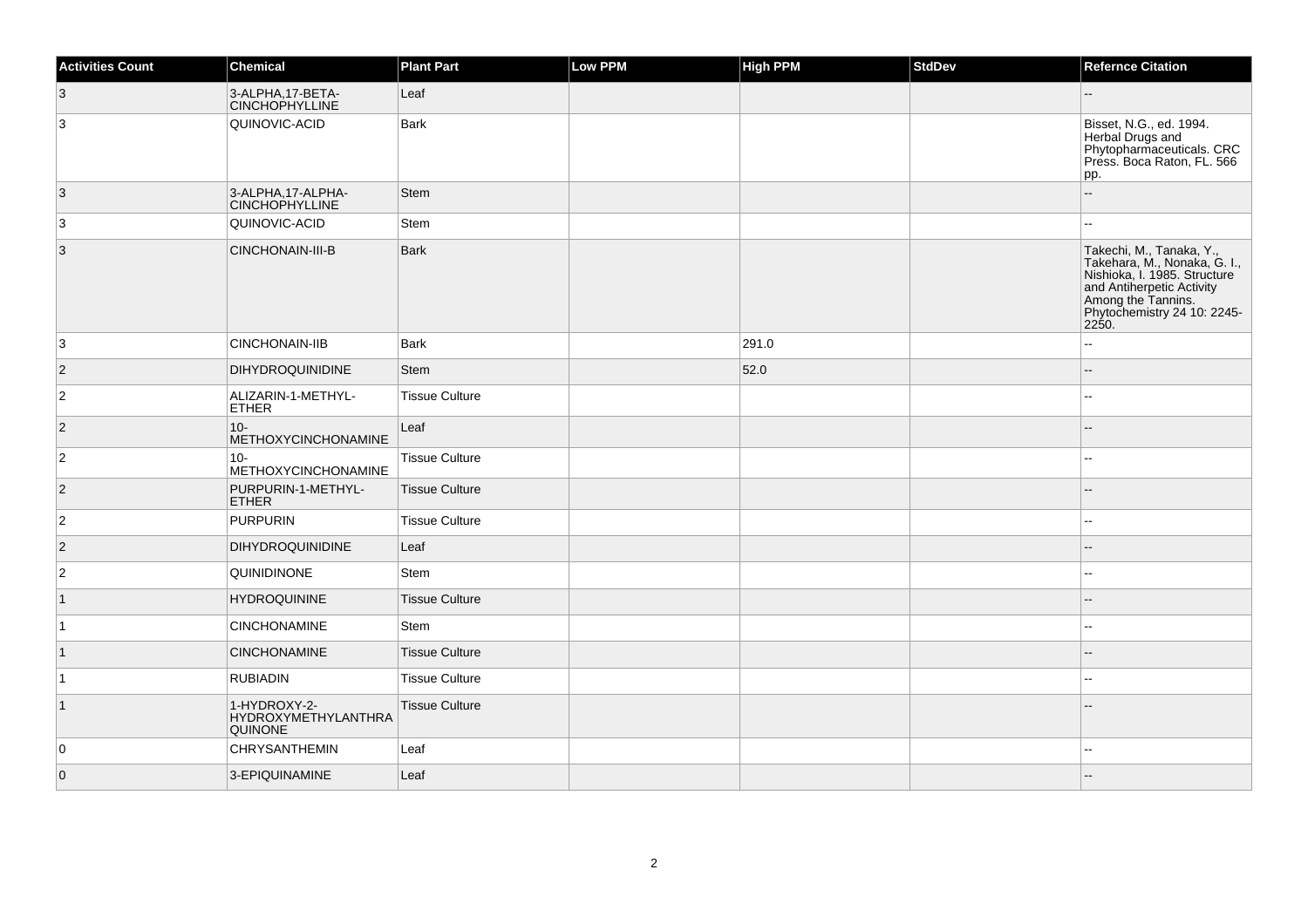| Activities Count | Chemical | Plant Part | Low PPM | High PPM | StdDev | Refernce Citation |
|---|---|---|---|---|---|---|
| 3 | 3-ALPHA,17-BETA-CINCHOPHYLLINE | Leaf | | | | -- |
| 3 | QUINOVIC-ACID | Bark | | | | Bisset, N.G., ed. 1994. Herbal Drugs and Phytopharmaceuticals. CRC Press. Boca Raton, FL. 566 pp. |
| 3 | 3-ALPHA,17-ALPHA-CINCHOPHYLLINE | Stem | | | | -- |
| 3 | QUINOVIC-ACID | Stem | | | | -- |
| 3 | CINCHONAIN-III-B | Bark | | | | Takechi, M., Tanaka, Y., Takehara, M., Nonaka, G. I., Nishioka, I. 1985. Structure and Antiherpetic Activity Among the Tannins. Phytochemistry 24 10: 2245-2250. |
| 3 | CINCHONAIN-IIB | Bark | | 291.0 | | -- |
| 2 | DIHYDROQUINIDINE | Stem | | 52.0 | | -- |
| 2 | ALIZARIN-1-METHYL-ETHER | Tissue Culture | | | | -- |
| 2 | 10-METHOXYCINCHONAMINE | Leaf | | | | -- |
| 2 | 10-METHOXYCINCHONAMINE | Tissue Culture | | | | -- |
| 2 | PURPURIN-1-METHYL-ETHER | Tissue Culture | | | | -- |
| 2 | PURPURIN | Tissue Culture | | | | -- |
| 2 | DIHYDROQUINIDINE | Leaf | | | | -- |
| 2 | QUINIDINONE | Stem | | | | -- |
| 1 | HYDROQUININE | Tissue Culture | | | | -- |
| 1 | CINCHONAMINE | Stem | | | | -- |
| 1 | CINCHONAMINE | Tissue Culture | | | | -- |
| 1 | RUBIADIN | Tissue Culture | | | | -- |
| 1 | 1-HYDROXY-2-HYDROXYMETHYLANTHRAQUINONE | Tissue Culture | | | | -- |
| 0 | CHRYSANTHEMIN | Leaf | | | | -- |
| 0 | 3-EPIQUINAMINE | Leaf | | | | -- |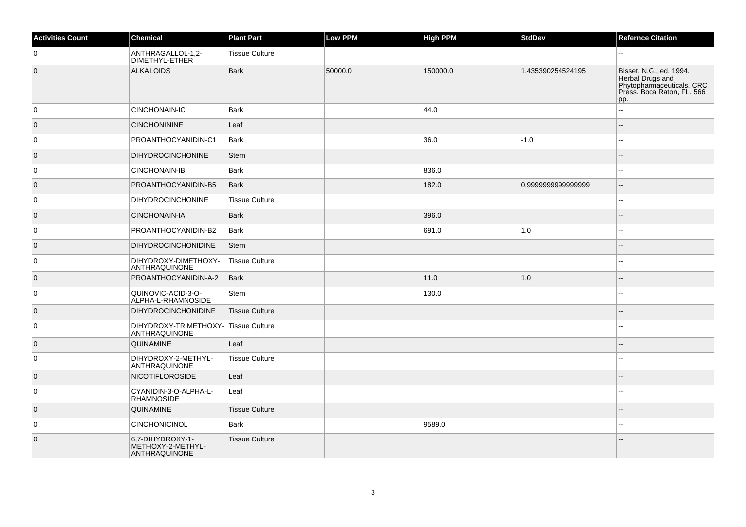| Activities Count | Chemical | Plant Part | Low PPM | High PPM | StdDev | Refernce Citation |
| --- | --- | --- | --- | --- | --- | --- |
| 0 | ANTHRAGALLOL-1,2-DIMETHYL-ETHER | Tissue Culture | | | | -- |
| 0 | ALKALOIDS | Bark | 50000.0 | 150000.0 | 1.435390254524195 | Bisset, N.G., ed. 1994. Herbal Drugs and Phytopharmaceuticals. CRC Press. Boca Raton, FL. 566 pp. |
| 0 | CINCHONAIN-IC | Bark | | 44.0 | | -- |
| 0 | CINCHONININE | Leaf | | | | -- |
| 0 | PROANTHOCYANIDIN-C1 | Bark | | 36.0 | -1.0 | -- |
| 0 | DIHYDROCINCHONINE | Stem | | | | -- |
| 0 | CINCHONAIN-IB | Bark | | 836.0 | | -- |
| 0 | PROANTHOCYANIDIN-B5 | Bark | | 182.0 | 0.9999999999999999 | -- |
| 0 | DIHYDROCINCHONINE | Tissue Culture | | | | -- |
| 0 | CINCHONAIN-IA | Bark | | 396.0 | | -- |
| 0 | PROANTHOCYANIDIN-B2 | Bark | | 691.0 | 1.0 | -- |
| 0 | DIHYDROCINCHONIDINE | Stem | | | | -- |
| 0 | DIHYDROXY-DIMETHOXY-ANTHRAQUINONE | Tissue Culture | | | | -- |
| 0 | PROANTHOCYANIDIN-A-2 | Bark | | 11.0 | 1.0 | -- |
| 0 | QUINOVIC-ACID-3-O-ALPHA-L-RHAMNOSIDE | Stem | | 130.0 | | -- |
| 0 | DIHYDROCINCHONIDINE | Tissue Culture | | | | -- |
| 0 | DIHYDROXY-TRIMETHOXY-ANTHRAQUINONE | Tissue Culture | | | | -- |
| 0 | QUINAMINE | Leaf | | | | -- |
| 0 | DIHYDROXY-2-METHYL-ANTHRAQUINONE | Tissue Culture | | | | -- |
| 0 | NICOTIFLOROSIDE | Leaf | | | | -- |
| 0 | CYANIDIN-3-O-ALPHA-L-RHAMNOSIDE | Leaf | | | | -- |
| 0 | QUINAMINE | Tissue Culture | | | | -- |
| 0 | CINCHONICINOL | Bark | | 9589.0 | | -- |
| 0 | 6,7-DIHYDROXY-1-METHOXY-2-METHYL-ANTHRAQUINONE | Tissue Culture | | | | -- |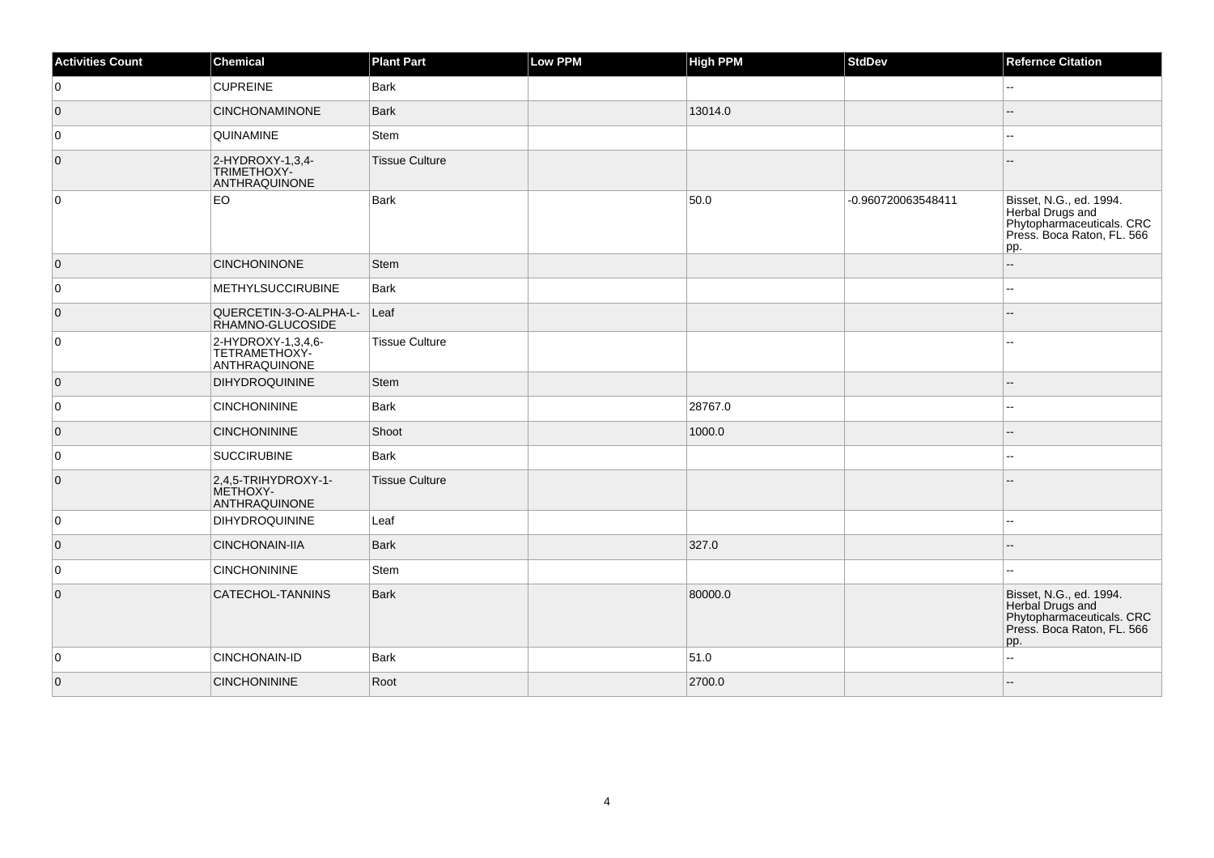| Activities Count | Chemical | Plant Part | Low PPM | High PPM | StdDev | Refernce Citation |
|---|---|---|---|---|---|---|
| 0 | CUPREINE | Bark | | | | -- |
| 0 | CINCHONAMINONE | Bark | | 13014.0 | | -- |
| 0 | QUINAMINE | Stem | | | | -- |
| 0 | 2-HYDROXY-1,3,4-TRIMETHOXY-ANTHRAQUINONE | Tissue Culture | | | | -- |
| 0 | EO | Bark | | 50.0 | -0.960720063548411 | Bisset, N.G., ed. 1994. Herbal Drugs and Phytopharmaceuticals. CRC Press. Boca Raton, FL. 566 pp. |
| 0 | CINCHONINONE | Stem | | | | -- |
| 0 | METHYLSUCCIRUBINE | Bark | | | | -- |
| 0 | QUERCETIN-3-O-ALPHA-L-RHAMNO-GLUCOSIDE | Leaf | | | | -- |
| 0 | 2-HYDROXY-1,3,4,6-TETRAMETHOXY-ANTHRAQUINONE | Tissue Culture | | | | -- |
| 0 | DIHYDROQUININE | Stem | | | | -- |
| 0 | CINCHONININE | Bark | | 28767.0 | | -- |
| 0 | CINCHONININE | Shoot | | 1000.0 | | -- |
| 0 | SUCCIRUBINE | Bark | | | | -- |
| 0 | 2,4,5-TRIHYDROXY-1-METHOXY-ANTHRAQUINONE | Tissue Culture | | | | -- |
| 0 | DIHYDROQUININE | Leaf | | | | -- |
| 0 | CINCHONAIN-IIA | Bark | | 327.0 | | -- |
| 0 | CINCHONININE | Stem | | | | -- |
| 0 | CATECHOL-TANNINS | Bark | | 80000.0 | | Bisset, N.G., ed. 1994. Herbal Drugs and Phytopharmaceuticals. CRC Press. Boca Raton, FL. 566 pp. |
| 0 | CINCHONAIN-ID | Bark | | 51.0 | | -- |
| 0 | CINCHONININE | Root | | 2700.0 | | -- |